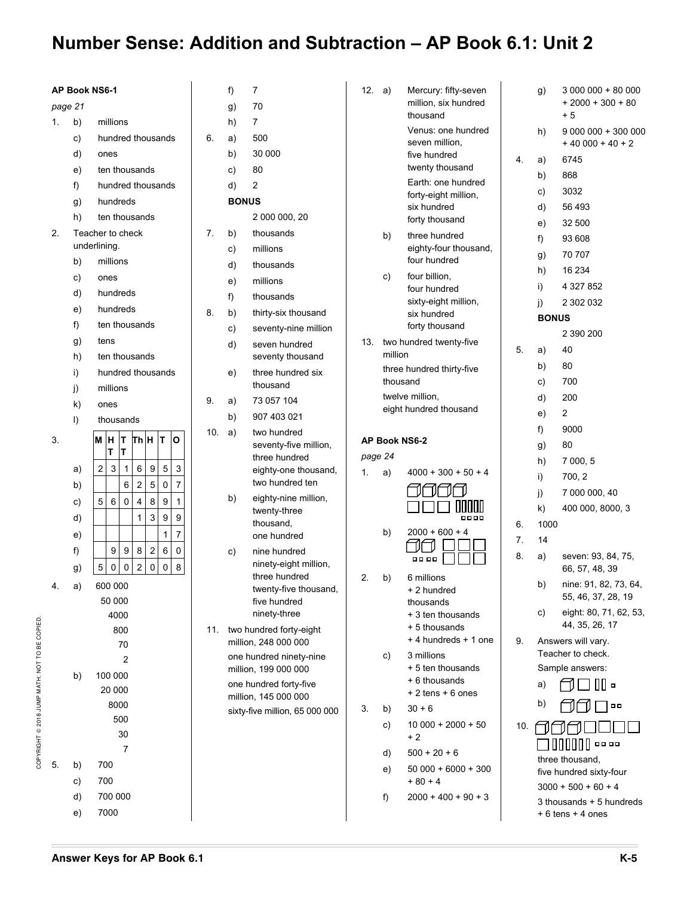# Number Sense: Addition and Subtraction – AP Book 6.1: Unit 2

**AP Book NS6-1**

*page 21*

1. b) millions
   c) hundred thousands
   d) ones
   e) ten thousands
   f) hundred thousands
   g) hundreds
   h) ten thousands
2. Teacher to check underlining.
   b) millions
   c) ones
   d) hundreds
   e) hundreds
   f) ten thousands
   g) tens
   h) ten thousands
   i) hundred thousands
   j) millions
   k) ones
   l) thousands
3.

| | M | HT | TT | Th | H | T | O |
|---|---|---|---|---|---|---|---|
| a) | 2 | 3 | 1 | 6 | 9 | 5 | 3 |
| b) | | | 6 | 2 | 5 | 0 | 7 |
| c) | 5 | 6 | 0 | 4 | 8 | 9 | 1 |
| d) | | | | 1 | 3 | 9 | 9 |
| e) | | | | | | 1 | 7 |
| f) | | 9 | 9 | 8 | 2 | 6 | 0 |
| g) | 5 | 0 | 0 | 2 | 0 | 0 | 8 |

4. a) 600 000
   50 000
   4000
   800
   70
   2
   b) 100 000
   20 000
   8000
   500
   30
   7
5. b) 700
   c) 700
   d) 700 000
   e) 7000
   f) 7
   g) 70
   h) 7
6. a) 500
   b) 30 000
   c) 80
   d) 2
   **BONUS**
   2 000 000, 20
7. b) thousands
   c) millions
   d) thousands
   e) millions
   f) thousands
8. b) thirty-six thousand
   c) seventy-nine million
   d) seven hundred seventy thousand
   e) three hundred six thousand
9. a) 73 057 104
   b) 907 403 021
10. a) two hundred seventy-five million, three hundred eighty-one thousand, two hundred ten
    b) eighty-nine million, twenty-three thousand, one hundred
    c) nine hundred ninety-eight million, three hundred twenty-five thousand, five hundred ninety-three
11. two hundred forty-eight million, 248 000 000
    one hundred ninety-nine million, 199 000 000
    one hundred forty-five million, 145 000 000
    sixty-five million, 65 000 000
12. a) Mercury: fifty-seven million, six hundred thousand
    Venus: one hundred seven million, five hundred twenty thousand
    Earth: one hundred forty-eight million, six hundred forty thousand
    b) three hundred eighty-four thousand, four hundred
    c) four billion, four hundred sixty-eight million, six hundred forty thousand
13. two hundred twenty-five million
    three hundred thirty-five thousand
    twelve million, eight hundred thousand

**AP Book NS6-2**

*page 24*

1. a) 4000 + 300 + 50 + 4
   b) 2000 + 600 + 4
2. b) 6 millions + 2 hundred thousands + 3 ten thousands + 5 thousands + 4 hundreds + 1 one
   c) 3 millions + 5 ten thousands + 6 thousands + 2 tens + 6 ones
3. b) 30 + 6
   c) 10 000 + 2000 + 50 + 2
   d) 500 + 20 + 6
   e) 50 000 + 6000 + 300 + 80 + 4
   f) 2000 + 400 + 90 + 3
   g) 3 000 000 + 80 000 + 2000 + 300 + 80 + 5
   h) 9 000 000 + 300 000 + 40 000 + 40 + 2
4. a) 6745
   b) 868
   c) 3032
   d) 56 493
   e) 32 500
   f) 93 608
   g) 70 707
   h) 16 234
   i) 4 327 852
   j) 2 302 032
   **BONUS**
   2 390 200
5. a) 40
   b) 80
   c) 700
   d) 200
   e) 2
   f) 9000
   g) 80
   h) 7 000, 5
   i) 700, 2
   j) 7 000 000, 40
   k) 400 000, 8000, 3
6. 1000
7. 14
8. a) seven: 93, 84, 75, 66, 57, 48, 39
   b) nine: 91, 82, 73, 64, 55, 46, 37, 28, 19
   c) eight: 80, 71, 62, 53, 44, 35, 26, 17
9. Answers will vary. Teacher to check.
   Sample answers:
   a)
   b)
10. three thousand, five hundred sixty-four
    3000 + 500 + 60 + 4
    3 thousands + 5 hundreds + 6 tens + 4 ones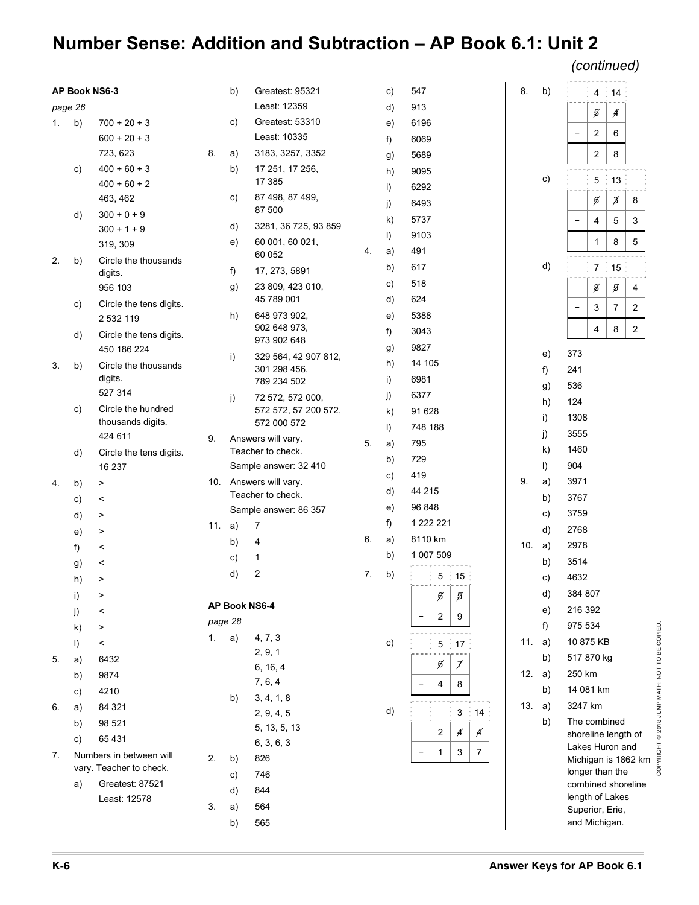# Number Sense: Addition and Subtraction – AP Book 6.1: Unit 2

*(continued)*

**AP Book NS6-3**

*page 26*

1. b) 700 + 20 + 3
   600 + 20 + 3
   723, 623
   c) 400 + 60 + 3
   400 + 60 + 2
   463, 462
   d) 300 + 0 + 9
   300 + 1 + 9
   319, 309
2. b) Circle the thousands digits.
   956 103
   c) Circle the tens digits.
   2 532 119
   d) Circle the tens digits.
   450 186 224
3. b) Circle the thousands digits.
   527 314
   c) Circle the hundred thousands digits.
   424 611
   d) Circle the tens digits.
   16 237
4. b) >
   c) <
   d) >
   e) >
   f) <
   g) <
   h) >
   i) >
   j) <
   k) >
   l) <
5. a) 6432
   b) 9874
   c) 4210
6. a) 84 321
   b) 98 521
   c) 65 431
7. Numbers in between will vary. Teacher to check.
   a) Greatest: 87521
   Least: 12578
   b) Greatest: 95321
   Least: 12359
   c) Greatest: 53310
   Least: 10335
8. a) 3183, 3257, 3352
   b) 17 251, 17 256, 17 385
   c) 87 498, 87 499, 87 500
   d) 3281, 36 725, 93 859
   e) 60 001, 60 021, 60 052
   f) 17, 273, 5891
   g) 23 809, 423 010, 45 789 001
   h) 648 973 902, 902 648 973, 973 902 648
   i) 329 564, 42 907 812, 301 298 456, 789 234 502
   j) 72 572, 572 000, 572 572, 57 200 572, 572 000 572
9. Answers will vary. Teacher to check.
   Sample answer: 32 410
10. Answers will vary. Teacher to check.
    Sample answer: 86 357
11. a) 7
    b) 4
    c) 1
    d) 2

**AP Book NS6-4**

*page 28*

1. a) 4, 7, 3
   2, 9, 1
   6, 16, 4
   7, 6, 4
   b) 3, 4, 1, 8
   2, 9, 4, 5
   5, 13, 5, 13
   6, 3, 6, 3
2. b) 826
   c) 746
   d) 844
3. a) 564
   b) 565
   c) 547
   d) 913
   e) 6196
   f) 6069
   g) 5689
   h) 9095
   i) 6292
   j) 6493
   k) 5737
   l) 9103
4. a) 491
   b) 617
   c) 518
   d) 624
   e) 5388
   f) 3043
   g) 9827
   h) 14 105
   i) 6981
   j) 6377
   k) 91 628
   l) 748 188
5. a) 795
   b) 729
   c) 419
   d) 44 215
   e) 96 848
   f) 1 222 221
6. a) 8110 km
   b) 1 007 509
7. b)

|   | 5 | 15 |
|---|---|---|
|   | ~~6~~ | ~~5~~ |
| − | 2 | 9 |

   c)

|   | 5 | 17 |
|---|---|---|
|   | ~~6~~ | ~~7~~ |
| − | 4 | 8 |

   d)

|   |   | 3 | 14 |
|---|---|---|---|
|   | 2 | ~~4~~ | ~~4~~ |
| − | 1 | 3 | 7 |

8. b)

|   | 4 | 14 |
|---|---|---|
|   | ~~5~~ | ~~4~~ |
| − | 2 | 6 |
|   | 2 | 8 |

   c)

|   | 5 | 13 |   |
|---|---|---|---|
|   | ~~6~~ | ~~3~~ | 8 |
| − | 4 | 5 | 3 |
|   | 1 | 8 | 5 |

   d)

|   | 7 | 15 |   |
|---|---|---|---|
|   | ~~8~~ | ~~5~~ | 4 |
| − | 3 | 7 | 2 |
|   | 4 | 8 | 2 |

   e) 373
   f) 241
   g) 536
   h) 124
   i) 1308
   j) 3555
   k) 1460
   l) 904
9. a) 3971
   b) 3767
   c) 3759
   d) 2768
10. a) 2978
    b) 3514
    c) 4632
    d) 384 807
    e) 216 392
    f) 975 534
11. a) 10 875 KB
    b) 517 870 kg
12. a) 250 km
    b) 14 081 km
13. a) 3247 km
    b) The combined shoreline length of Lakes Huron and Michigan is 1862 km longer than the combined shoreline length of Lakes Superior, Erie, and Michigan.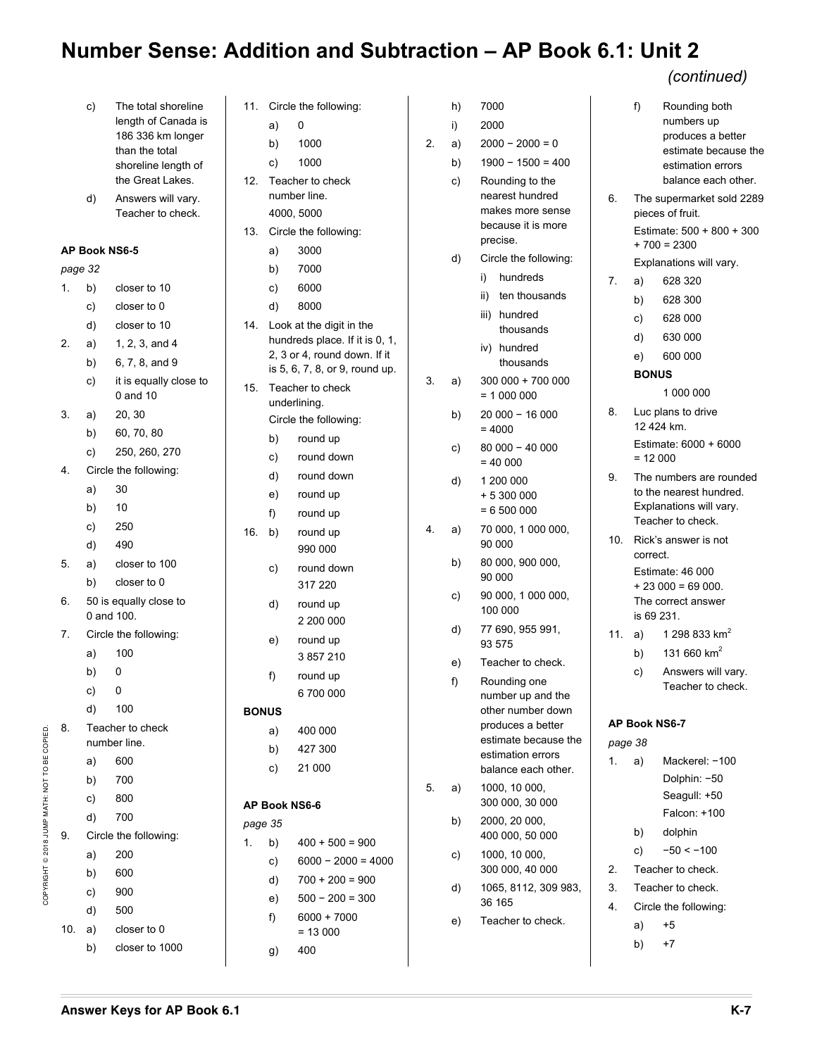# Number Sense: Addition and Subtraction – AP Book 6.1: Unit 2

*(continued)*

c) The total shoreline length of Canada is 186 336 km longer than the total shoreline length of the Great Lakes.

d) Answers will vary. Teacher to check.

**AP Book NS6-5**

*page 32*

1. b) closer to 10
   c) closer to 0
   d) closer to 10
2. a) 1, 2, 3, and 4
   b) 6, 7, 8, and 9
   c) it is equally close to 0 and 10
3. a) 20, 30
   b) 60, 70, 80
   c) 250, 260, 270
4. Circle the following:
   a) 30
   b) 10
   c) 250
   d) 490
5. a) closer to 100
   b) closer to 0
6. 50 is equally close to 0 and 100.
7. Circle the following:
   a) 100
   b) 0
   c) 0
   d) 100
8. Teacher to check number line.
   a) 600
   b) 700
   c) 800
   d) 700
9. Circle the following:
   a) 200
   b) 600
   c) 900
   d) 500
10. a) closer to 0
    b) closer to 1000
11. Circle the following:
    a) 0
    b) 1000
    c) 1000
12. Teacher to check number line.
    4000, 5000
13. Circle the following:
    a) 3000
    b) 7000
    c) 6000
    d) 8000
14. Look at the digit in the hundreds place. If it is 0, 1, 2, 3 or 4, round down. If it is 5, 6, 7, 8, or 9, round up.
15. Teacher to check underlining.
    Circle the following:
    b) round up
    c) round down
    d) round down
    e) round up
    f) round up
16. b) round up
    990 000
    c) round down
    317 220
    d) round up
    2 200 000
    e) round up
    3 857 210
    f) round up
    6 700 000

**BONUS**

a) 400 000
b) 427 300
c) 21 000

**AP Book NS6-6**

*page 35*

1. b) 400 + 500 = 900
   c) 6000 − 2000 = 4000
   d) 700 + 200 = 900
   e) 500 − 200 = 300
   f) 6000 + 7000 = 13 000
   g) 400
   h) 7000
   i) 2000
2. a) 2000 − 2000 = 0
   b) 1900 − 1500 = 400
   c) Rounding to the nearest hundred makes more sense because it is more precise.
   d) Circle the following:
      i) hundreds
      ii) ten thousands
      iii) hundred thousands
      iv) hundred thousands
3. a) 300 000 + 700 000 = 1 000 000
   b) 20 000 − 16 000 = 4000
   c) 80 000 − 40 000 = 40 000
   d) 1 200 000 + 5 300 000 = 6 500 000
4. a) 70 000, 1 000 000, 90 000
   b) 80 000, 900 000, 90 000
   c) 90 000, 1 000 000, 100 000
   d) 77 690, 955 991, 93 575
   e) Teacher to check.
   f) Rounding one number up and the other number down produces a better estimate because the estimation errors balance each other.
5. a) 1000, 10 000, 300 000, 30 000
   b) 2000, 20 000, 400 000, 50 000
   c) 1000, 10 000, 300 000, 40 000
   d) 1065, 8112, 309 983, 36 165
   e) Teacher to check.
   f) Rounding both numbers up produces a better estimate because the estimation errors balance each other.
6. The supermarket sold 2289 pieces of fruit.
   Estimate: 500 + 800 + 300 + 700 = 2300
   Explanations will vary.
7. a) 628 320
   b) 628 300
   c) 628 000
   d) 630 000
   e) 600 000

   **BONUS**

   1 000 000
8. Luc plans to drive 12 424 km.
   Estimate: 6000 + 6000 = 12 000
9. The numbers are rounded to the nearest hundred. Explanations will vary. Teacher to check.
10. Rick's answer is not correct.
    Estimate: 46 000 + 23 000 = 69 000.
    The correct answer is 69 231.
11. a) 1 298 833 $km^2$
    b) 131 660 $km^2$
    c) Answers will vary. Teacher to check.

**AP Book NS6-7**

*page 38*

1. a) Mackerel: −100
      Dolphin: −50
      Seagull: +50
      Falcon: +100
   b) dolphin
   c) −50 < −100
2. Teacher to check.
3. Teacher to check.
4. Circle the following:
   a) +5
   b) +7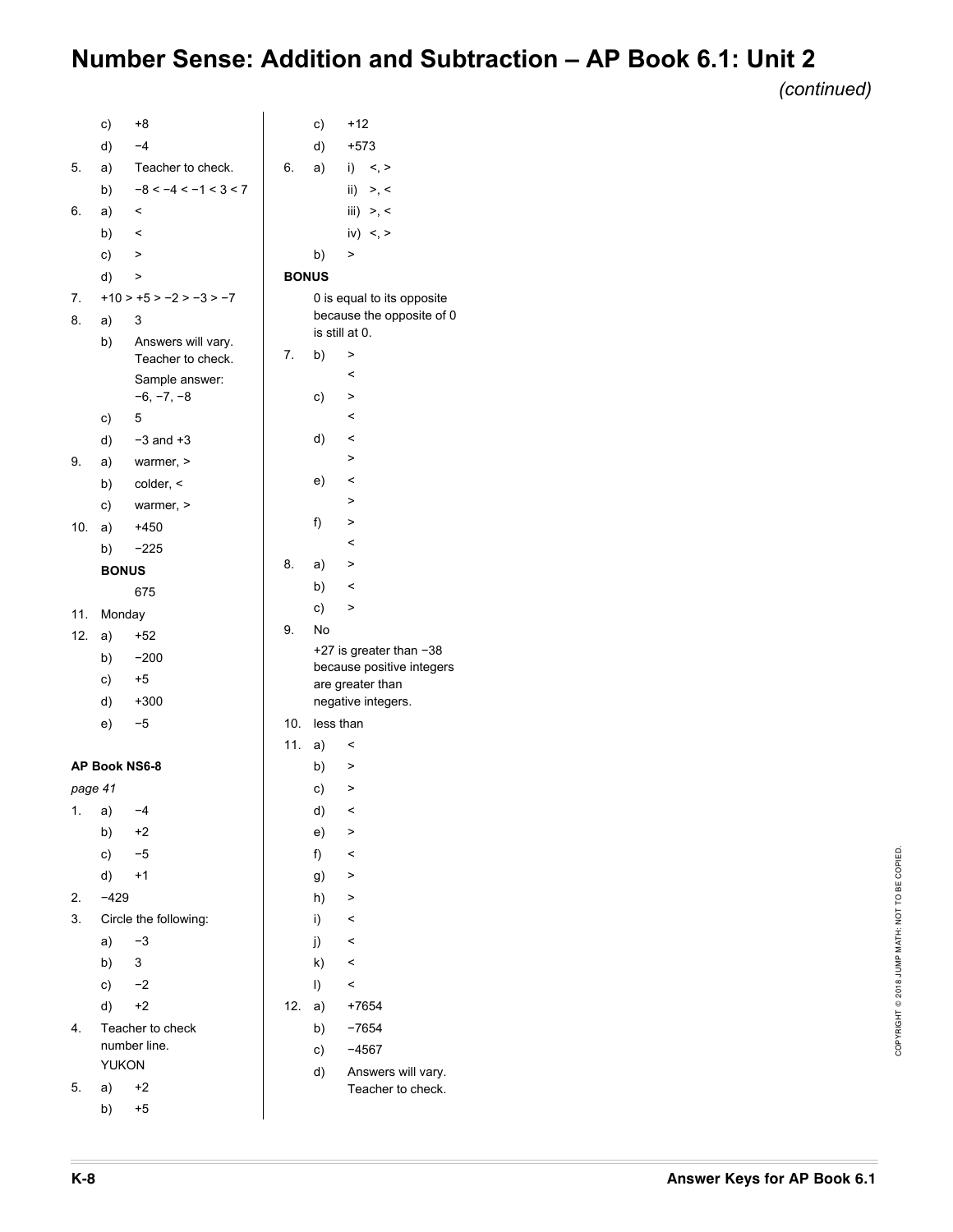# Number Sense: Addition and Subtraction – AP Book 6.1: Unit 2

*(continued)*

c) +8

d) −4

5. a) Teacher to check.

   b) −8 < −4 < −1 < 3 < 7

6. a) <

   b) <

   c) >

   d) >

7. +10 > +5 > −2 > −3 > −7

8. a) 3

   b) Answers will vary. Teacher to check.
      Sample answer: −6, −7, −8

   c) 5

   d) −3 and +3

9. a) warmer, >

   b) colder, <

   c) warmer, >

10. a) +450

    b) −225

    **BONUS**

    675

11. Monday

12. a) +52

    b) −200

    c) +5

    d) +300

    e) −5

**AP Book NS6-8**

*page 41*

1. a) −4

   b) +2

   c) −5

   d) +1

2. −429

3. Circle the following:

   a) −3

   b) 3

   c) −2

   d) +2

4. Teacher to check number line.
   YUKON

5. a) +2

   b) +5

   c) +12

   d) +573

6. a) i) <, >

      ii) >, <

      iii) >, <

      iv) <, >

   b) >

**BONUS**

0 is equal to its opposite because the opposite of 0 is still at 0.

7. b) >
      <

   c) >
      <

   d) <
      >

   e) <
      >

   f) >
      <

8. a) >

   b) <

   c) >

9. No
   +27 is greater than −38 because positive integers are greater than negative integers.

10. less than

11. a) <

    b) >

    c) >

    d) <

    e) >

    f) <

    g) >

    h) >

    i) <

    j) <

    k) <

    l) <

12. a) +7654

    b) −7654

    c) −4567

    d) Answers will vary. Teacher to check.